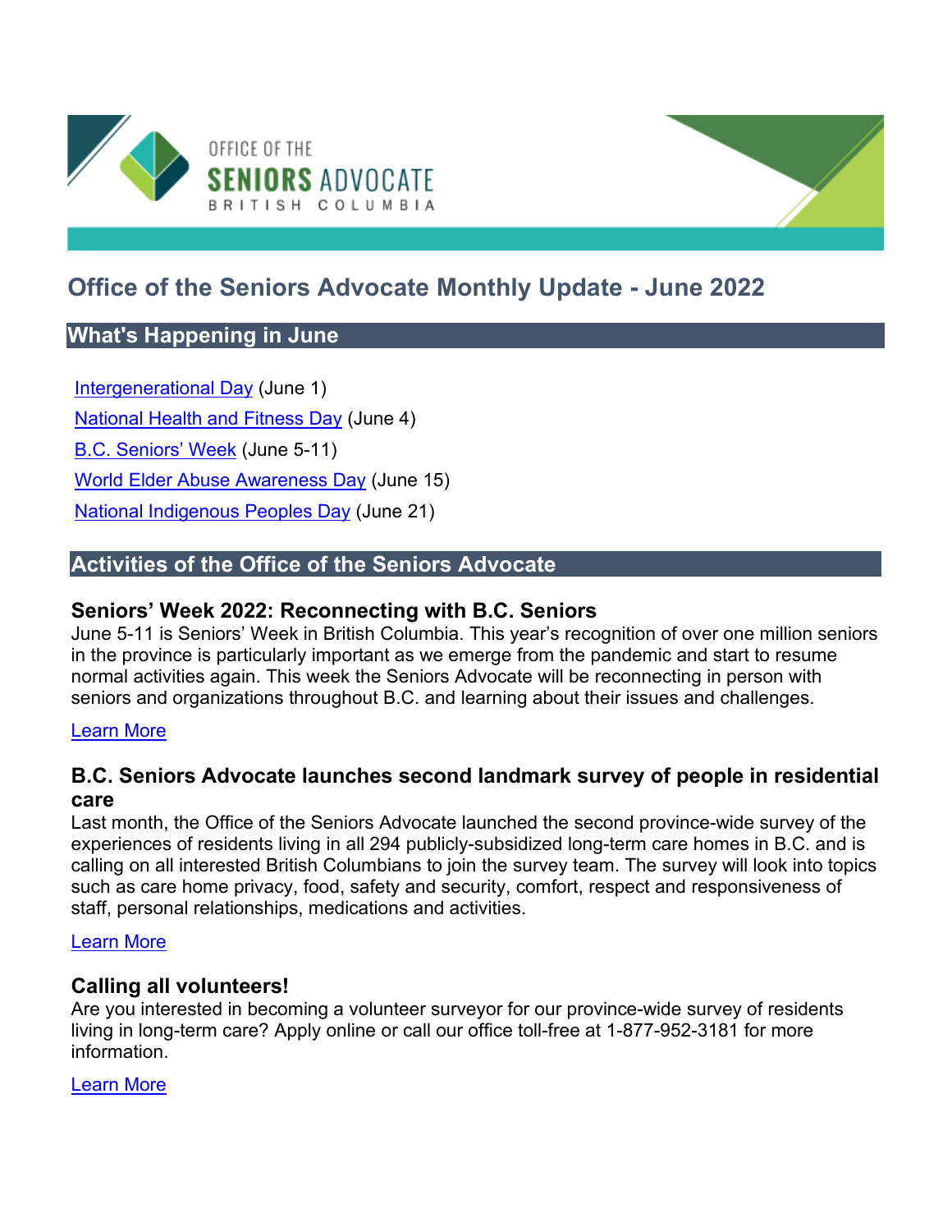OFFICE OF THE **SENIORS** ADVOCATE
BRITISH COLUMBIA

# Office of the Seniors Advocate Monthly Update - June 2022

## What's Happening in June

- Intergenerational Day (June 1)
- National Health and Fitness Day (June 4)
- B.C. Seniors' Week (June 5-11)
- World Elder Abuse Awareness Day (June 15)
- National Indigenous Peoples Day (June 21)

## Activities of the Office of the Seniors Advocate

### Seniors' Week 2022: Reconnecting with B.C. Seniors

June 5-11 is Seniors' Week in British Columbia. This year's recognition of over one million seniors in the province is particularly important as we emerge from the pandemic and start to resume normal activities again. This week the Seniors Advocate will be reconnecting in person with seniors and organizations throughout B.C. and learning about their issues and challenges.

Learn More

### B.C. Seniors Advocate launches second landmark survey of people in residential care

Last month, the Office of the Seniors Advocate launched the second province-wide survey of the experiences of residents living in all 294 publicly-subsidized long-term care homes in B.C. and is calling on all interested British Columbians to join the survey team. The survey will look into topics such as care home privacy, food, safety and security, comfort, respect and responsiveness of staff, personal relationships, medications and activities.

Learn More

### Calling all volunteers!

Are you interested in becoming a volunteer surveyor for our province-wide survey of residents living in long-term care? Apply online or call our office toll-free at 1-877-952-3181 for more information.

Learn More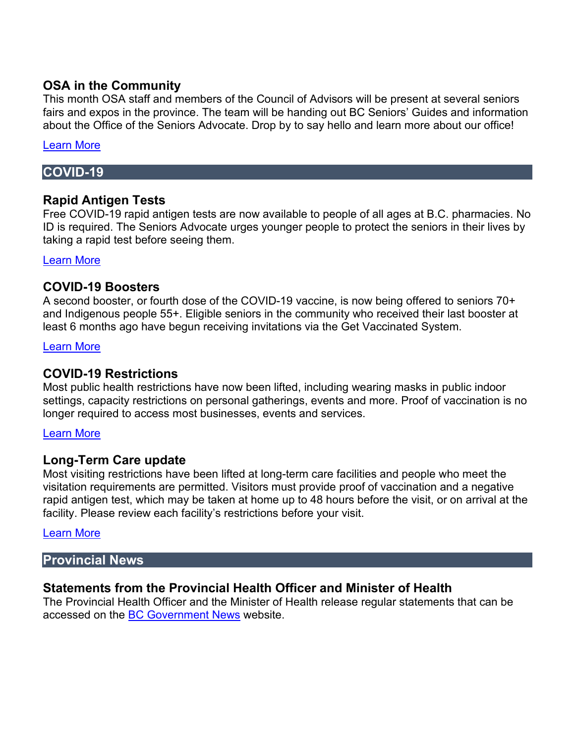### OSA in the Community

This month OSA staff and members of the Council of Advisors will be present at several seniors fairs and expos in the province. The team will be handing out BC Seniors' Guides and information about the Office of the Seniors Advocate. Drop by to say hello and learn more about our office!

Learn More

## COVID-19

### Rapid Antigen Tests

Free COVID-19 rapid antigen tests are now available to people of all ages at B.C. pharmacies. No ID is required. The Seniors Advocate urges younger people to protect the seniors in their lives by taking a rapid test before seeing them.

Learn More

### COVID-19 Boosters

A second booster, or fourth dose of the COVID-19 vaccine, is now being offered to seniors 70+ and Indigenous people 55+. Eligible seniors in the community who received their last booster at least 6 months ago have begun receiving invitations via the Get Vaccinated System.

Learn More

### COVID-19 Restrictions

Most public health restrictions have now been lifted, including wearing masks in public indoor settings, capacity restrictions on personal gatherings, events and more. Proof of vaccination is no longer required to access most businesses, events and services.

Learn More

### Long-Term Care update

Most visiting restrictions have been lifted at long-term care facilities and people who meet the visitation requirements are permitted. Visitors must provide proof of vaccination and a negative rapid antigen test, which may be taken at home up to 48 hours before the visit, or on arrival at the facility. Please review each facility's restrictions before your visit.

Learn More

## Provincial News

### Statements from the Provincial Health Officer and Minister of Health

The Provincial Health Officer and the Minister of Health release regular statements that can be accessed on the BC Government News website.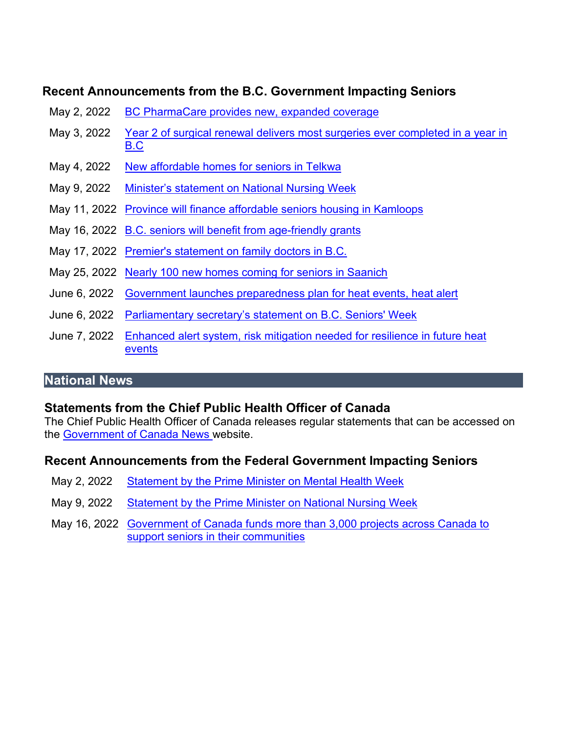### Recent Announcements from the B.C. Government Impacting Seniors

| | |
|---|---|
| May 2, 2022 | BC PharmaCare provides new, expanded coverage |
| May 3, 2022 | Year 2 of surgical renewal delivers most surgeries ever completed in a year in B.C |
| May 4, 2022 | New affordable homes for seniors in Telkwa |
| May 9, 2022 | Minister’s statement on National Nursing Week |
| May 11, 2022 | Province will finance affordable seniors housing in Kamloops |
| May 16, 2022 | B.C. seniors will benefit from age-friendly grants |
| May 17, 2022 | Premier's statement on family doctors in B.C. |
| May 25, 2022 | Nearly 100 new homes coming for seniors in Saanich |
| June 6, 2022 | Government launches preparedness plan for heat events, heat alert |
| June 6, 2022 | Parliamentary secretary’s statement on B.C. Seniors' Week |
| June 7, 2022 | Enhanced alert system, risk mitigation needed for resilience in future heat events |

## National News

### Statements from the Chief Public Health Officer of Canada

The Chief Public Health Officer of Canada releases regular statements that can be accessed on the Government of Canada News website.

### Recent Announcements from the Federal Government Impacting Seniors

| | |
|---|---|
| May 2, 2022 | Statement by the Prime Minister on Mental Health Week |
| May 9, 2022 | Statement by the Prime Minister on National Nursing Week |
| May 16, 2022 | Government of Canada funds more than 3,000 projects across Canada to support seniors in their communities |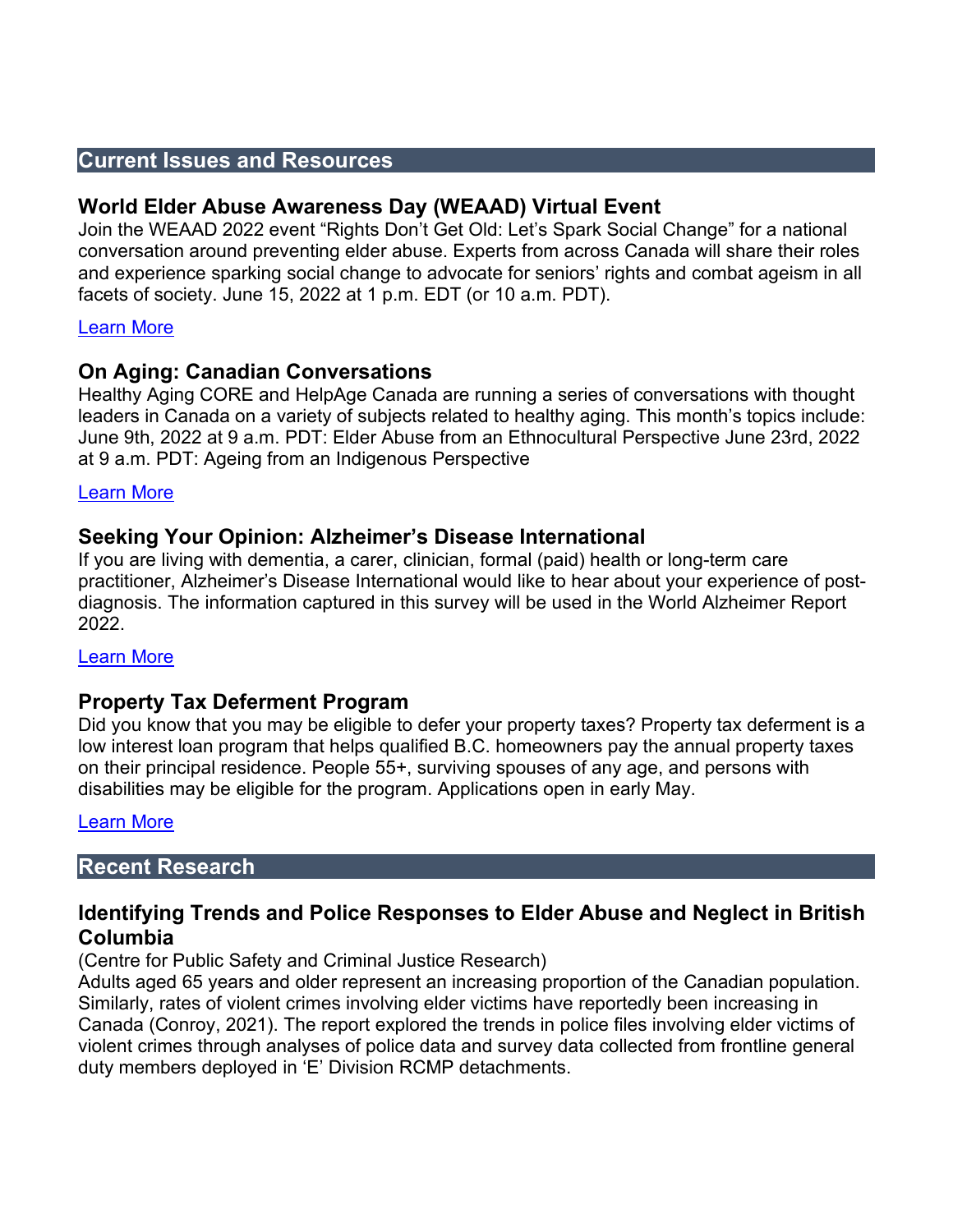## Current Issues and Resources

### World Elder Abuse Awareness Day (WEAAD) Virtual Event

Join the WEAAD 2022 event "Rights Don't Get Old: Let's Spark Social Change" for a national conversation around preventing elder abuse. Experts from across Canada will share their roles and experience sparking social change to advocate for seniors' rights and combat ageism in all facets of society. June 15, 2022 at 1 p.m. EDT (or 10 a.m. PDT).

Learn More

### On Aging: Canadian Conversations

Healthy Aging CORE and HelpAge Canada are running a series of conversations with thought leaders in Canada on a variety of subjects related to healthy aging. This month's topics include: June 9th, 2022 at 9 a.m. PDT: Elder Abuse from an Ethnocultural Perspective June 23rd, 2022 at 9 a.m. PDT: Ageing from an Indigenous Perspective

Learn More

### Seeking Your Opinion: Alzheimer's Disease International

If you are living with dementia, a carer, clinician, formal (paid) health or long-term care practitioner, Alzheimer's Disease International would like to hear about your experience of post-diagnosis. The information captured in this survey will be used in the World Alzheimer Report 2022.

Learn More

### Property Tax Deferment Program

Did you know that you may be eligible to defer your property taxes? Property tax deferment is a low interest loan program that helps qualified B.C. homeowners pay the annual property taxes on their principal residence. People 55+, surviving spouses of any age, and persons with disabilities may be eligible for the program. Applications open in early May.

Learn More

## Recent Research

### Identifying Trends and Police Responses to Elder Abuse and Neglect in British Columbia

(Centre for Public Safety and Criminal Justice Research)

Adults aged 65 years and older represent an increasing proportion of the Canadian population. Similarly, rates of violent crimes involving elder victims have reportedly been increasing in Canada (Conroy, 2021). The report explored the trends in police files involving elder victims of violent crimes through analyses of police data and survey data collected from frontline general duty members deployed in 'E' Division RCMP detachments.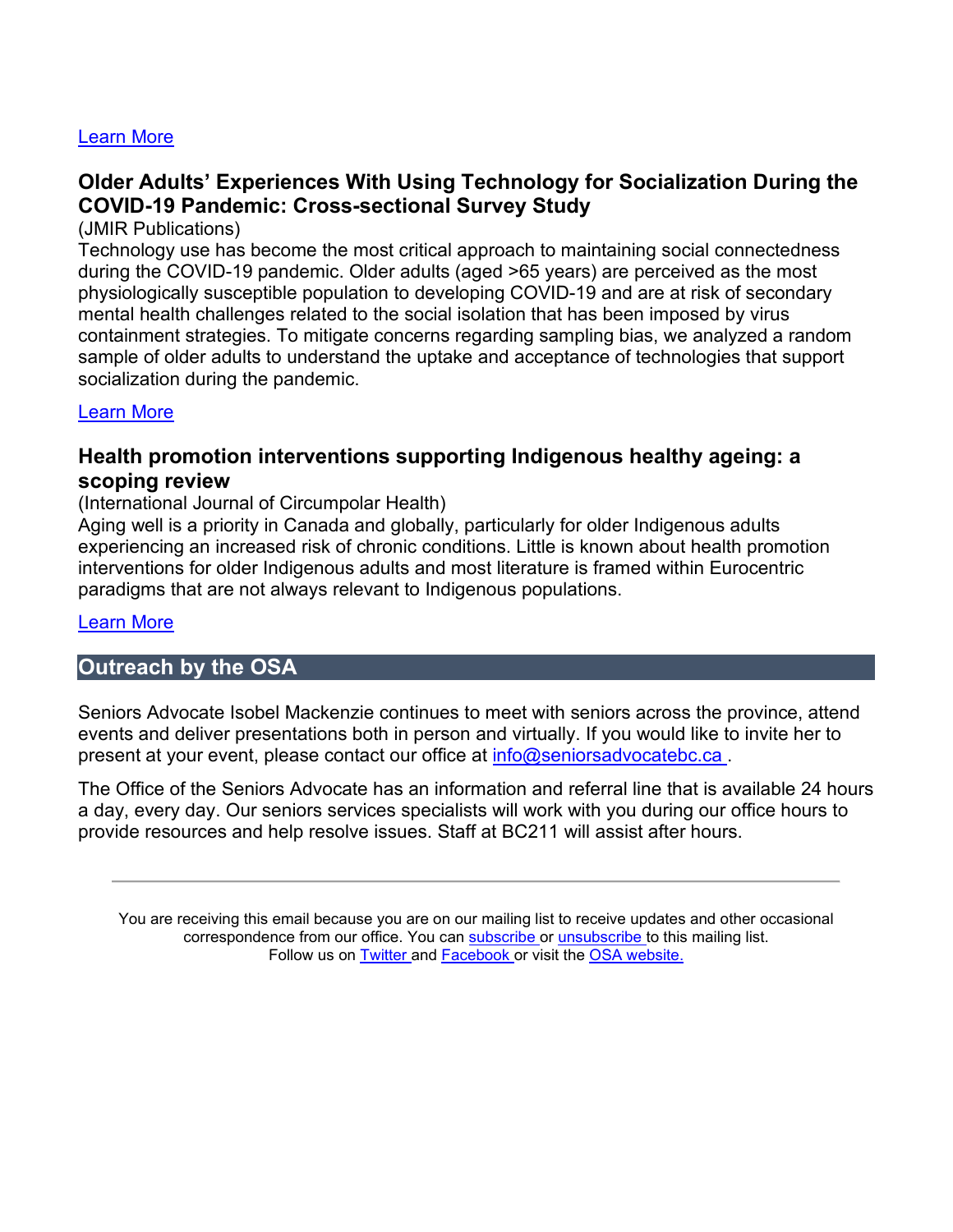Learn More

### Older Adults' Experiences With Using Technology for Socialization During the COVID-19 Pandemic: Cross-sectional Survey Study

(JMIR Publications)

Technology use has become the most critical approach to maintaining social connectedness during the COVID-19 pandemic. Older adults (aged >65 years) are perceived as the most physiologically susceptible population to developing COVID-19 and are at risk of secondary mental health challenges related to the social isolation that has been imposed by virus containment strategies. To mitigate concerns regarding sampling bias, we analyzed a random sample of older adults to understand the uptake and acceptance of technologies that support socialization during the pandemic.

Learn More

### Health promotion interventions supporting Indigenous healthy ageing: a scoping review

(International Journal of Circumpolar Health)

Aging well is a priority in Canada and globally, particularly for older Indigenous adults experiencing an increased risk of chronic conditions. Little is known about health promotion interventions for older Indigenous adults and most literature is framed within Eurocentric paradigms that are not always relevant to Indigenous populations.

Learn More

## Outreach by the OSA

Seniors Advocate Isobel Mackenzie continues to meet with seniors across the province, attend events and deliver presentations both in person and virtually. If you would like to invite her to present at your event, please contact our office at info@seniorsadvocatebc.ca .

The Office of the Seniors Advocate has an information and referral line that is available 24 hours a day, every day. Our seniors services specialists will work with you during our office hours to provide resources and help resolve issues. Staff at BC211 will assist after hours.

---

You are receiving this email because you are on our mailing list to receive updates and other occasional correspondence from our office. You can subscribe or unsubscribe to this mailing list.
Follow us on Twitter and Facebook or visit the OSA website.